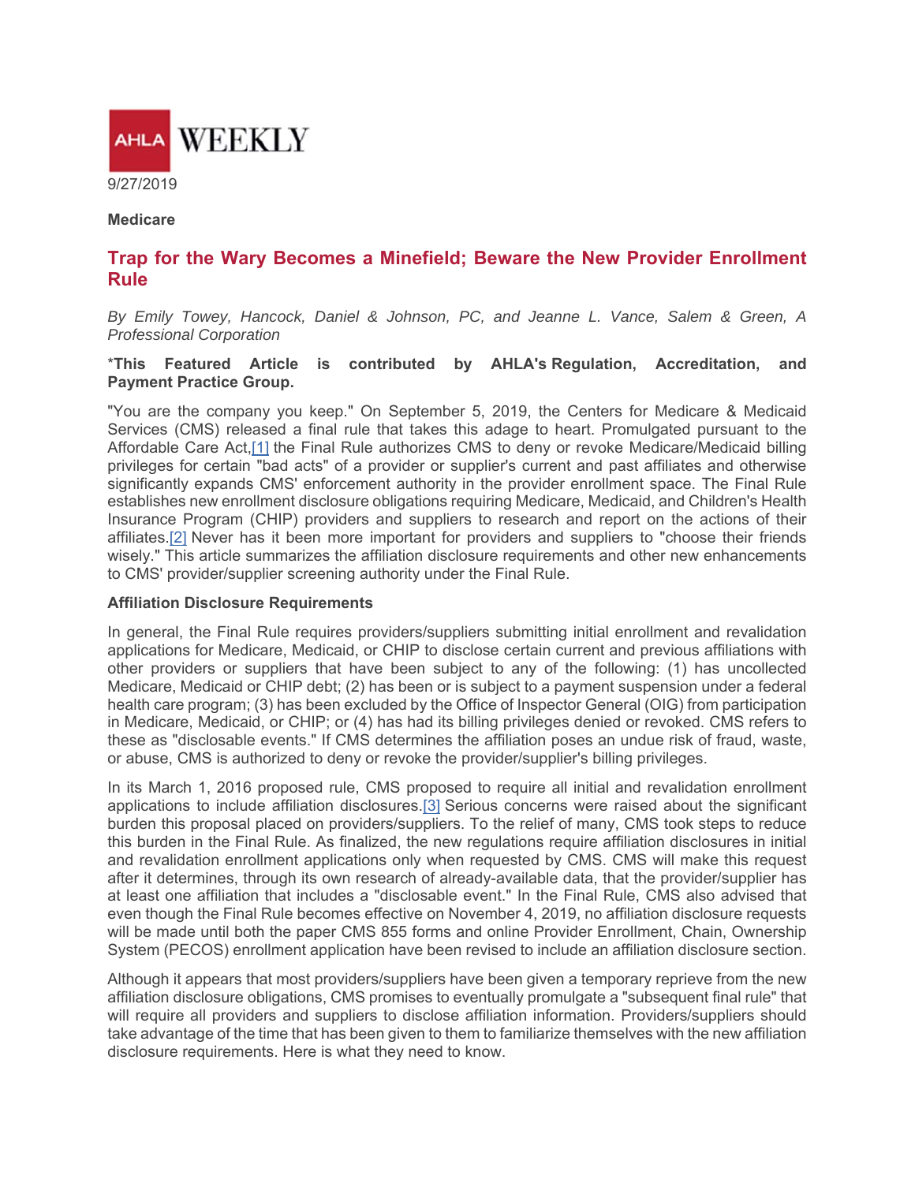AHLA WEEKLY

9/27/2019

**Medicare**

# Trap for the Wary Becomes a Minefield; Beware the New Provider Enrollment Rule

*By Emily Towey, Hancock, Daniel & Johnson, PC, and Jeanne L. Vance, Salem & Green, A Professional Corporation*

**\*This Featured Article is contributed by AHLA's Regulation, Accreditation, and Payment Practice Group.**

"You are the company you keep." On September 5, 2019, the Centers for Medicare & Medicaid Services (CMS) released a final rule that takes this adage to heart. Promulgated pursuant to the Affordable Care Act,[1] the Final Rule authorizes CMS to deny or revoke Medicare/Medicaid billing privileges for certain "bad acts" of a provider or supplier's current and past affiliates and otherwise significantly expands CMS' enforcement authority in the provider enrollment space. The Final Rule establishes new enrollment disclosure obligations requiring Medicare, Medicaid, and Children's Health Insurance Program (CHIP) providers and suppliers to research and report on the actions of their affiliates.[2] Never has it been more important for providers and suppliers to "choose their friends wisely." This article summarizes the affiliation disclosure requirements and other new enhancements to CMS' provider/supplier screening authority under the Final Rule.

**Affiliation Disclosure Requirements**

In general, the Final Rule requires providers/suppliers submitting initial enrollment and revalidation applications for Medicare, Medicaid, or CHIP to disclose certain current and previous affiliations with other providers or suppliers that have been subject to any of the following: (1) has uncollected Medicare, Medicaid or CHIP debt; (2) has been or is subject to a payment suspension under a federal health care program; (3) has been excluded by the Office of Inspector General (OIG) from participation in Medicare, Medicaid, or CHIP; or (4) has had its billing privileges denied or revoked. CMS refers to these as "disclosable events." If CMS determines the affiliation poses an undue risk of fraud, waste, or abuse, CMS is authorized to deny or revoke the provider/supplier's billing privileges.

In its March 1, 2016 proposed rule, CMS proposed to require all initial and revalidation enrollment applications to include affiliation disclosures.[3] Serious concerns were raised about the significant burden this proposal placed on providers/suppliers. To the relief of many, CMS took steps to reduce this burden in the Final Rule. As finalized, the new regulations require affiliation disclosures in initial and revalidation enrollment applications only when requested by CMS. CMS will make this request after it determines, through its own research of already-available data, that the provider/supplier has at least one affiliation that includes a "disclosable event." In the Final Rule, CMS also advised that even though the Final Rule becomes effective on November 4, 2019, no affiliation disclosure requests will be made until both the paper CMS 855 forms and online Provider Enrollment, Chain, Ownership System (PECOS) enrollment application have been revised to include an affiliation disclosure section.

Although it appears that most providers/suppliers have been given a temporary reprieve from the new affiliation disclosure obligations, CMS promises to eventually promulgate a "subsequent final rule" that will require all providers and suppliers to disclose affiliation information. Providers/suppliers should take advantage of the time that has been given to them to familiarize themselves with the new affiliation disclosure requirements. Here is what they need to know.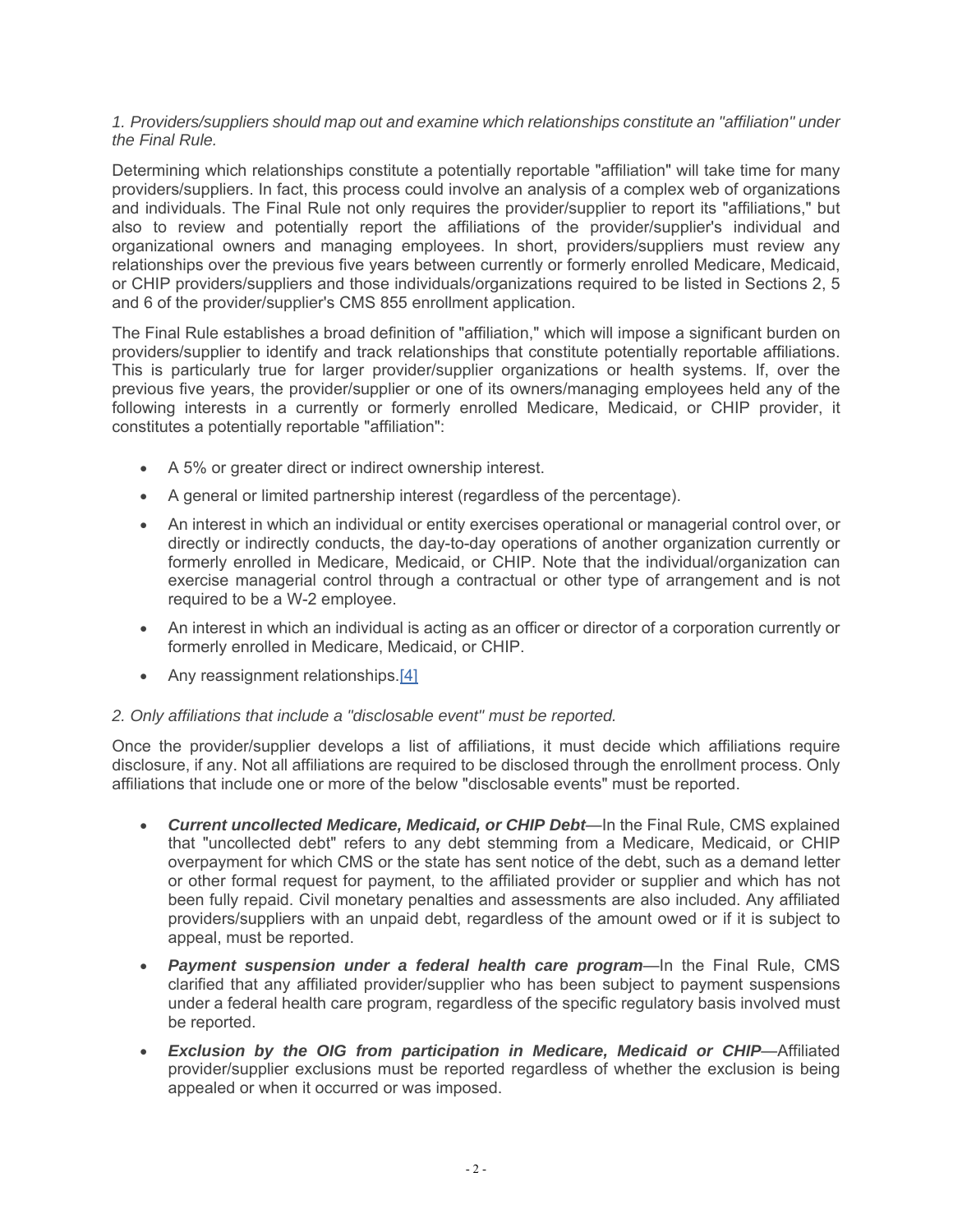*1. Providers/suppliers should map out and examine which relationships constitute an "affiliation" under the Final Rule.*

Determining which relationships constitute a potentially reportable "affiliation" will take time for many providers/suppliers. In fact, this process could involve an analysis of a complex web of organizations and individuals. The Final Rule not only requires the provider/supplier to report its "affiliations," but also to review and potentially report the affiliations of the provider/supplier's individual and organizational owners and managing employees. In short, providers/suppliers must review any relationships over the previous five years between currently or formerly enrolled Medicare, Medicaid, or CHIP providers/suppliers and those individuals/organizations required to be listed in Sections 2, 5 and 6 of the provider/supplier's CMS 855 enrollment application.

The Final Rule establishes a broad definition of "affiliation," which will impose a significant burden on providers/supplier to identify and track relationships that constitute potentially reportable affiliations. This is particularly true for larger provider/supplier organizations or health systems. If, over the previous five years, the provider/supplier or one of its owners/managing employees held any of the following interests in a currently or formerly enrolled Medicare, Medicaid, or CHIP provider, it constitutes a potentially reportable "affiliation":

- A 5% or greater direct or indirect ownership interest.
- A general or limited partnership interest (regardless of the percentage).
- An interest in which an individual or entity exercises operational or managerial control over, or directly or indirectly conducts, the day-to-day operations of another organization currently or formerly enrolled in Medicare, Medicaid, or CHIP. Note that the individual/organization can exercise managerial control through a contractual or other type of arrangement and is not required to be a W-2 employee.
- An interest in which an individual is acting as an officer or director of a corporation currently or formerly enrolled in Medicare, Medicaid, or CHIP.
- Any reassignment relationships.[4]

*2. Only affiliations that include a "disclosable event" must be reported.*

Once the provider/supplier develops a list of affiliations, it must decide which affiliations require disclosure, if any. Not all affiliations are required to be disclosed through the enrollment process. Only affiliations that include one or more of the below "disclosable events" must be reported.

- ***Current uncollected Medicare, Medicaid, or CHIP Debt***—In the Final Rule, CMS explained that "uncollected debt" refers to any debt stemming from a Medicare, Medicaid, or CHIP overpayment for which CMS or the state has sent notice of the debt, such as a demand letter or other formal request for payment, to the affiliated provider or supplier and which has not been fully repaid. Civil monetary penalties and assessments are also included. Any affiliated providers/suppliers with an unpaid debt, regardless of the amount owed or if it is subject to appeal, must be reported.
- ***Payment suspension under a federal health care program***—In the Final Rule, CMS clarified that any affiliated provider/supplier who has been subject to payment suspensions under a federal health care program, regardless of the specific regulatory basis involved must be reported.
- ***Exclusion by the OIG from participation in Medicare, Medicaid or CHIP***—Affiliated provider/supplier exclusions must be reported regardless of whether the exclusion is being appealed or when it occurred or was imposed.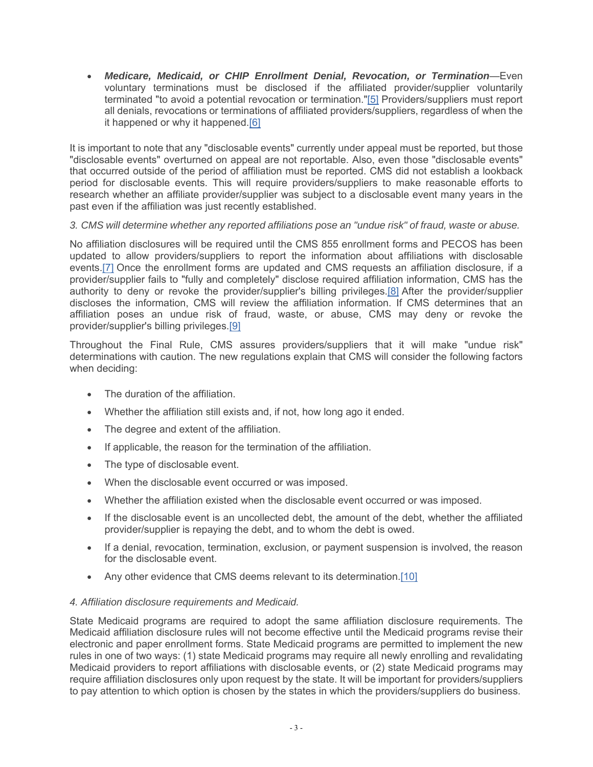- ***Medicare, Medicaid, or CHIP Enrollment Denial, Revocation, or Termination***—Even voluntary terminations must be disclosed if the affiliated provider/supplier voluntarily terminated "to avoid a potential revocation or termination."[5] Providers/suppliers must report all denials, revocations or terminations of affiliated providers/suppliers, regardless of when the it happened or why it happened.[6]

It is important to note that any "disclosable events" currently under appeal must be reported, but those "disclosable events" overturned on appeal are not reportable. Also, even those "disclosable events" that occurred outside of the period of affiliation must be reported. CMS did not establish a lookback period for disclosable events. This will require providers/suppliers to make reasonable efforts to research whether an affiliate provider/supplier was subject to a disclosable event many years in the past even if the affiliation was just recently established.

*3. CMS will determine whether any reported affiliations pose an "undue risk" of fraud, waste or abuse.*

No affiliation disclosures will be required until the CMS 855 enrollment forms and PECOS has been updated to allow providers/suppliers to report the information about affiliations with disclosable events.[7] Once the enrollment forms are updated and CMS requests an affiliation disclosure, if a provider/supplier fails to "fully and completely" disclose required affiliation information, CMS has the authority to deny or revoke the provider/supplier's billing privileges.[8] After the provider/supplier discloses the information, CMS will review the affiliation information. If CMS determines that an affiliation poses an undue risk of fraud, waste, or abuse, CMS may deny or revoke the provider/supplier's billing privileges.[9]

Throughout the Final Rule, CMS assures providers/suppliers that it will make "undue risk" determinations with caution. The new regulations explain that CMS will consider the following factors when deciding:

- The duration of the affiliation.
- Whether the affiliation still exists and, if not, how long ago it ended.
- The degree and extent of the affiliation.
- If applicable, the reason for the termination of the affiliation.
- The type of disclosable event.
- When the disclosable event occurred or was imposed.
- Whether the affiliation existed when the disclosable event occurred or was imposed.
- If the disclosable event is an uncollected debt, the amount of the debt, whether the affiliated provider/supplier is repaying the debt, and to whom the debt is owed.
- If a denial, revocation, termination, exclusion, or payment suspension is involved, the reason for the disclosable event.
- Any other evidence that CMS deems relevant to its determination.[10]

*4. Affiliation disclosure requirements and Medicaid.*

State Medicaid programs are required to adopt the same affiliation disclosure requirements. The Medicaid affiliation disclosure rules will not become effective until the Medicaid programs revise their electronic and paper enrollment forms. State Medicaid programs are permitted to implement the new rules in one of two ways: (1) state Medicaid programs may require all newly enrolling and revalidating Medicaid providers to report affiliations with disclosable events, or (2) state Medicaid programs may require affiliation disclosures only upon request by the state. It will be important for providers/suppliers to pay attention to which option is chosen by the states in which the providers/suppliers do business.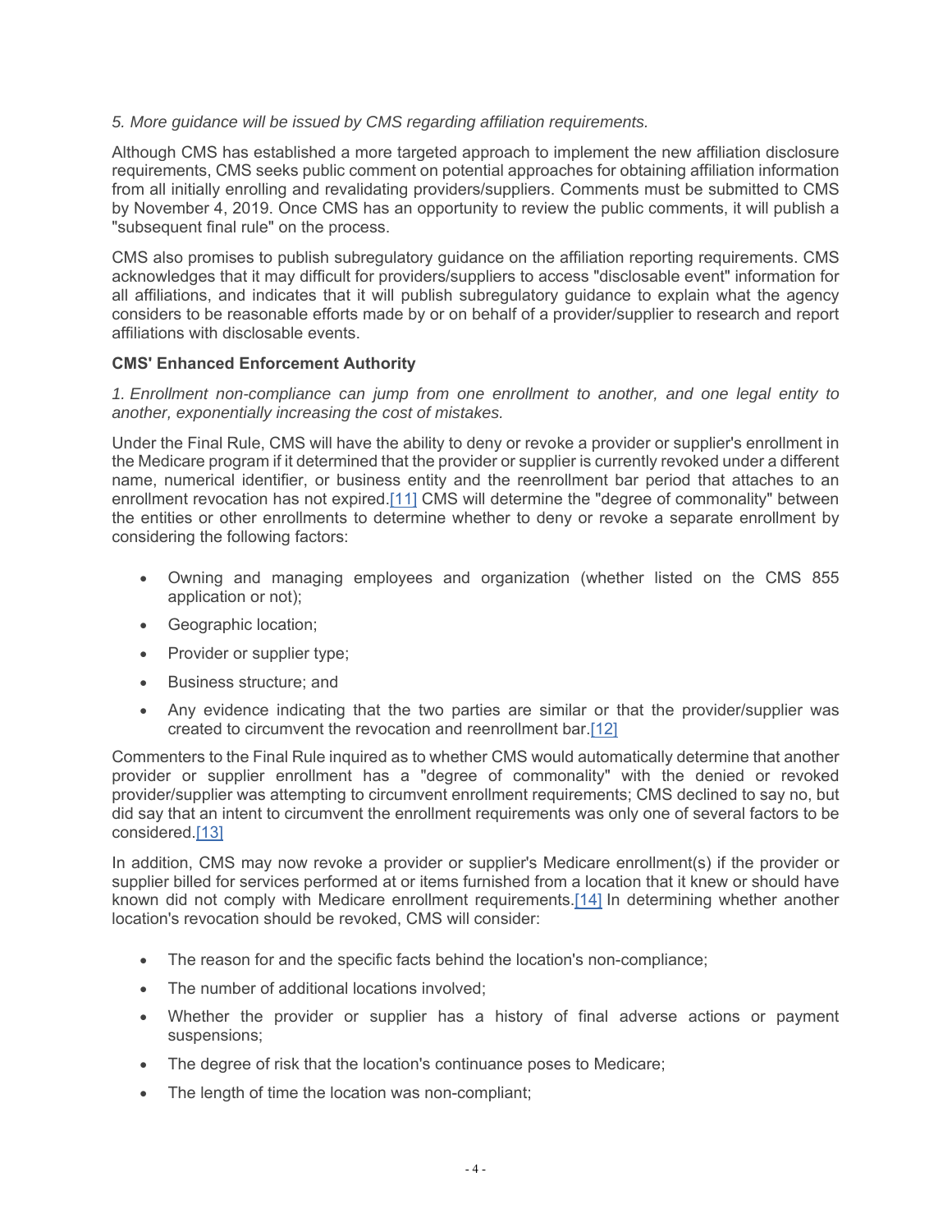*5. More guidance will be issued by CMS regarding affiliation requirements.*

Although CMS has established a more targeted approach to implement the new affiliation disclosure requirements, CMS seeks public comment on potential approaches for obtaining affiliation information from all initially enrolling and revalidating providers/suppliers. Comments must be submitted to CMS by November 4, 2019. Once CMS has an opportunity to review the public comments, it will publish a "subsequent final rule" on the process.

CMS also promises to publish subregulatory guidance on the affiliation reporting requirements. CMS acknowledges that it may difficult for providers/suppliers to access "disclosable event" information for all affiliations, and indicates that it will publish subregulatory guidance to explain what the agency considers to be reasonable efforts made by or on behalf of a provider/supplier to research and report affiliations with disclosable events.

**CMS' Enhanced Enforcement Authority**

*1. Enrollment non-compliance can jump from one enrollment to another, and one legal entity to another, exponentially increasing the cost of mistakes.*

Under the Final Rule, CMS will have the ability to deny or revoke a provider or supplier's enrollment in the Medicare program if it determined that the provider or supplier is currently revoked under a different name, numerical identifier, or business entity and the reenrollment bar period that attaches to an enrollment revocation has not expired.[11] CMS will determine the "degree of commonality" between the entities or other enrollments to determine whether to deny or revoke a separate enrollment by considering the following factors:

- Owning and managing employees and organization (whether listed on the CMS 855 application or not);
- Geographic location;
- Provider or supplier type;
- Business structure; and
- Any evidence indicating that the two parties are similar or that the provider/supplier was created to circumvent the revocation and reenrollment bar.[12]

Commenters to the Final Rule inquired as to whether CMS would automatically determine that another provider or supplier enrollment has a "degree of commonality" with the denied or revoked provider/supplier was attempting to circumvent enrollment requirements; CMS declined to say no, but did say that an intent to circumvent the enrollment requirements was only one of several factors to be considered.[13]

In addition, CMS may now revoke a provider or supplier's Medicare enrollment(s) if the provider or supplier billed for services performed at or items furnished from a location that it knew or should have known did not comply with Medicare enrollment requirements.[14] In determining whether another location's revocation should be revoked, CMS will consider:

- The reason for and the specific facts behind the location's non-compliance;
- The number of additional locations involved;
- Whether the provider or supplier has a history of final adverse actions or payment suspensions;
- The degree of risk that the location's continuance poses to Medicare;
- The length of time the location was non-compliant;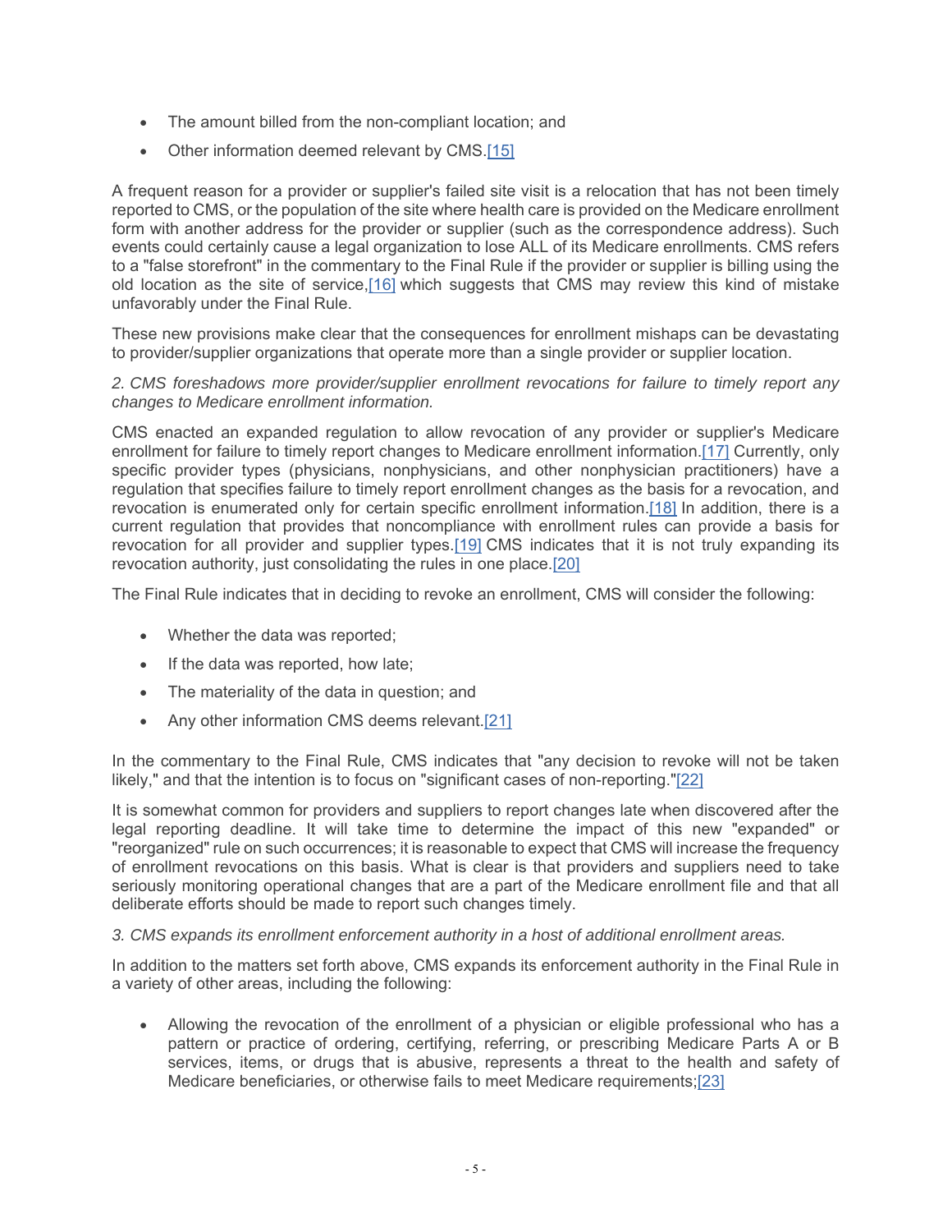- The amount billed from the non-compliant location; and
- Other information deemed relevant by CMS.[15]

A frequent reason for a provider or supplier's failed site visit is a relocation that has not been timely reported to CMS, or the population of the site where health care is provided on the Medicare enrollment form with another address for the provider or supplier (such as the correspondence address). Such events could certainly cause a legal organization to lose ALL of its Medicare enrollments. CMS refers to a "false storefront" in the commentary to the Final Rule if the provider or supplier is billing using the old location as the site of service,[16] which suggests that CMS may review this kind of mistake unfavorably under the Final Rule.

These new provisions make clear that the consequences for enrollment mishaps can be devastating to provider/supplier organizations that operate more than a single provider or supplier location.

*2. CMS foreshadows more provider/supplier enrollment revocations for failure to timely report any changes to Medicare enrollment information.*

CMS enacted an expanded regulation to allow revocation of any provider or supplier's Medicare enrollment for failure to timely report changes to Medicare enrollment information.[17] Currently, only specific provider types (physicians, nonphysicians, and other nonphysician practitioners) have a regulation that specifies failure to timely report enrollment changes as the basis for a revocation, and revocation is enumerated only for certain specific enrollment information.[18] In addition, there is a current regulation that provides that noncompliance with enrollment rules can provide a basis for revocation for all provider and supplier types.[19] CMS indicates that it is not truly expanding its revocation authority, just consolidating the rules in one place.[20]

The Final Rule indicates that in deciding to revoke an enrollment, CMS will consider the following:

- Whether the data was reported;
- If the data was reported, how late;
- The materiality of the data in question; and
- Any other information CMS deems relevant.[21]

In the commentary to the Final Rule, CMS indicates that "any decision to revoke will not be taken likely," and that the intention is to focus on "significant cases of non-reporting."[22]

It is somewhat common for providers and suppliers to report changes late when discovered after the legal reporting deadline. It will take time to determine the impact of this new "expanded" or "reorganized" rule on such occurrences; it is reasonable to expect that CMS will increase the frequency of enrollment revocations on this basis. What is clear is that providers and suppliers need to take seriously monitoring operational changes that are a part of the Medicare enrollment file and that all deliberate efforts should be made to report such changes timely.

*3. CMS expands its enrollment enforcement authority in a host of additional enrollment areas.*

In addition to the matters set forth above, CMS expands its enforcement authority in the Final Rule in a variety of other areas, including the following:

- Allowing the revocation of the enrollment of a physician or eligible professional who has a pattern or practice of ordering, certifying, referring, or prescribing Medicare Parts A or B services, items, or drugs that is abusive, represents a threat to the health and safety of Medicare beneficiaries, or otherwise fails to meet Medicare requirements;[23]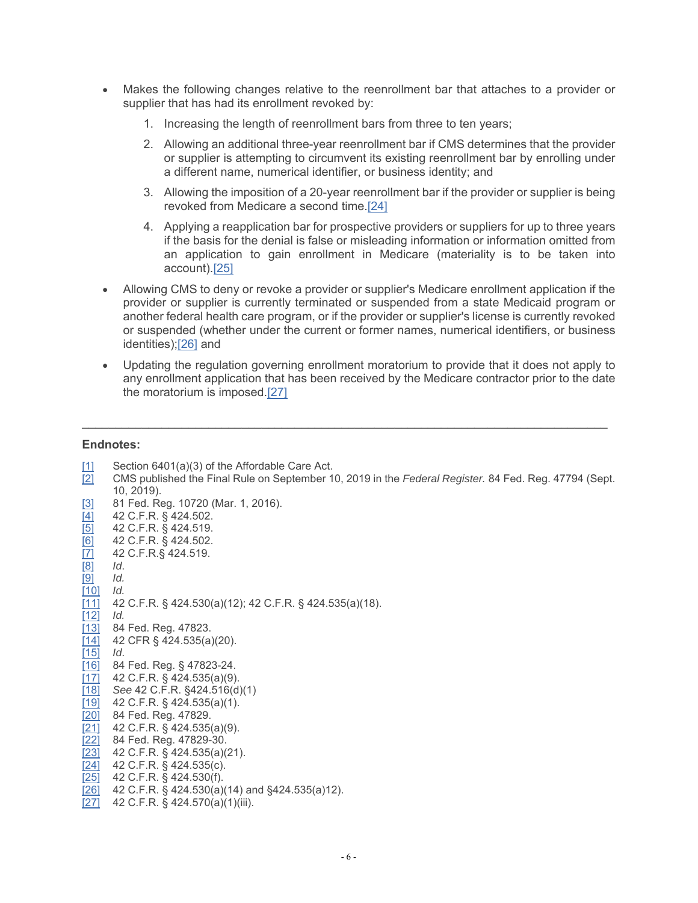- Makes the following changes relative to the reenrollment bar that attaches to a provider or supplier that has had its enrollment revoked by:
  1. Increasing the length of reenrollment bars from three to ten years;
  2. Allowing an additional three-year reenrollment bar if CMS determines that the provider or supplier is attempting to circumvent its existing reenrollment bar by enrolling under a different name, numerical identifier, or business identity; and
  3. Allowing the imposition of a 20-year reenrollment bar if the provider or supplier is being revoked from Medicare a second time.[24]
  4. Applying a reapplication bar for prospective providers or suppliers for up to three years if the basis for the denial is false or misleading information or information omitted from an application to gain enrollment in Medicare (materiality is to be taken into account).[25]
- Allowing CMS to deny or revoke a provider or supplier's Medicare enrollment application if the provider or supplier is currently terminated or suspended from a state Medicaid program or another federal health care program, or if the provider or supplier's license is currently revoked or suspended (whether under the current or former names, numerical identifiers, or business identities);[26] and
- Updating the regulation governing enrollment moratorium to provide that it does not apply to any enrollment application that has been received by the Medicare contractor prior to the date the moratorium is imposed.[27]

---

**Endnotes:**

[1] Section 6401(a)(3) of the Affordable Care Act.
[2] CMS published the Final Rule on September 10, 2019 in the *Federal Register.* 84 Fed. Reg. 47794 (Sept. 10, 2019).
[3] 81 Fed. Reg. 10720 (Mar. 1, 2016).
[4] 42 C.F.R. § 424.502.
[5] 42 C.F.R. § 424.519.
[6] 42 C.F.R. § 424.502.
[7] 42 C.F.R.§ 424.519.
[8] *Id*.
[9] *Id*.
[10] *Id*.
[11] 42 C.F.R. § 424.530(a)(12); 42 C.F.R. § 424.535(a)(18).
[12] *Id*.
[13] 84 Fed. Reg. 47823.
[14] 42 CFR § 424.535(a)(20).
[15] *Id*.
[16] 84 Fed. Reg. § 47823-24.
[17] 42 C.F.R. § 424.535(a)(9).
[18] *See* 42 C.F.R. §424.516(d)(1)
[19] 42 C.F.R. § 424.535(a)(1).
[20] 84 Fed. Reg. 47829.
[21] 42 C.F.R. § 424.535(a)(9).
[22] 84 Fed. Reg. 47829-30.
[23] 42 C.F.R. § 424.535(a)(21).
[24] 42 C.F.R. § 424.535(c).
[25] 42 C.F.R. § 424.530(f).
[26] 42 C.F.R. § 424.530(a)(14) and §424.535(a)12).
[27] 42 C.F.R. § 424.570(a)(1)(iii).